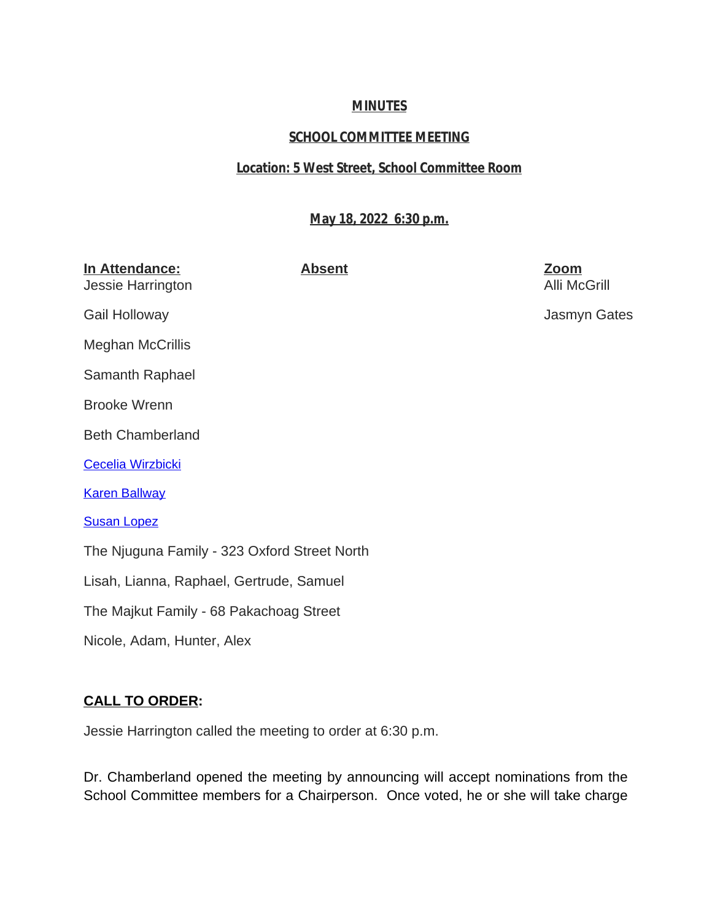**MINUTES**

**SCHOOL COMMITTEE MEETING**

**Location: 5 West Street, School Committee Room**

**May 18, 2022 6:30 p.m.**

| In Attendance: | Absent | Zoom |
|---|---|---|
| Jessie Harrington | | Alli McGrill |
| Gail Holloway | | Jasmyn Gates |
| Meghan McCrillis | | |
| Samanth Raphael | | |
| Brooke Wrenn | | |
| Beth Chamberland | | |
| Cecelia Wirzbicki | | |
| Karen Ballway | | |
| Susan Lopez | | |
| The Njuguna Family - 323 Oxford Street North | | |
| Lisah, Lianna, Raphael, Gertrude, Samuel | | |
| The Majkut Family - 68 Pakachoag Street | | |
| Nicole, Adam, Hunter, Alex | | |

**CALL TO ORDER:**

Jessie Harrington called the meeting to order at 6:30 p.m.

Dr. Chamberland opened the meeting by announcing will accept nominations from the School Committee members for a Chairperson. Once voted, he or she will take charge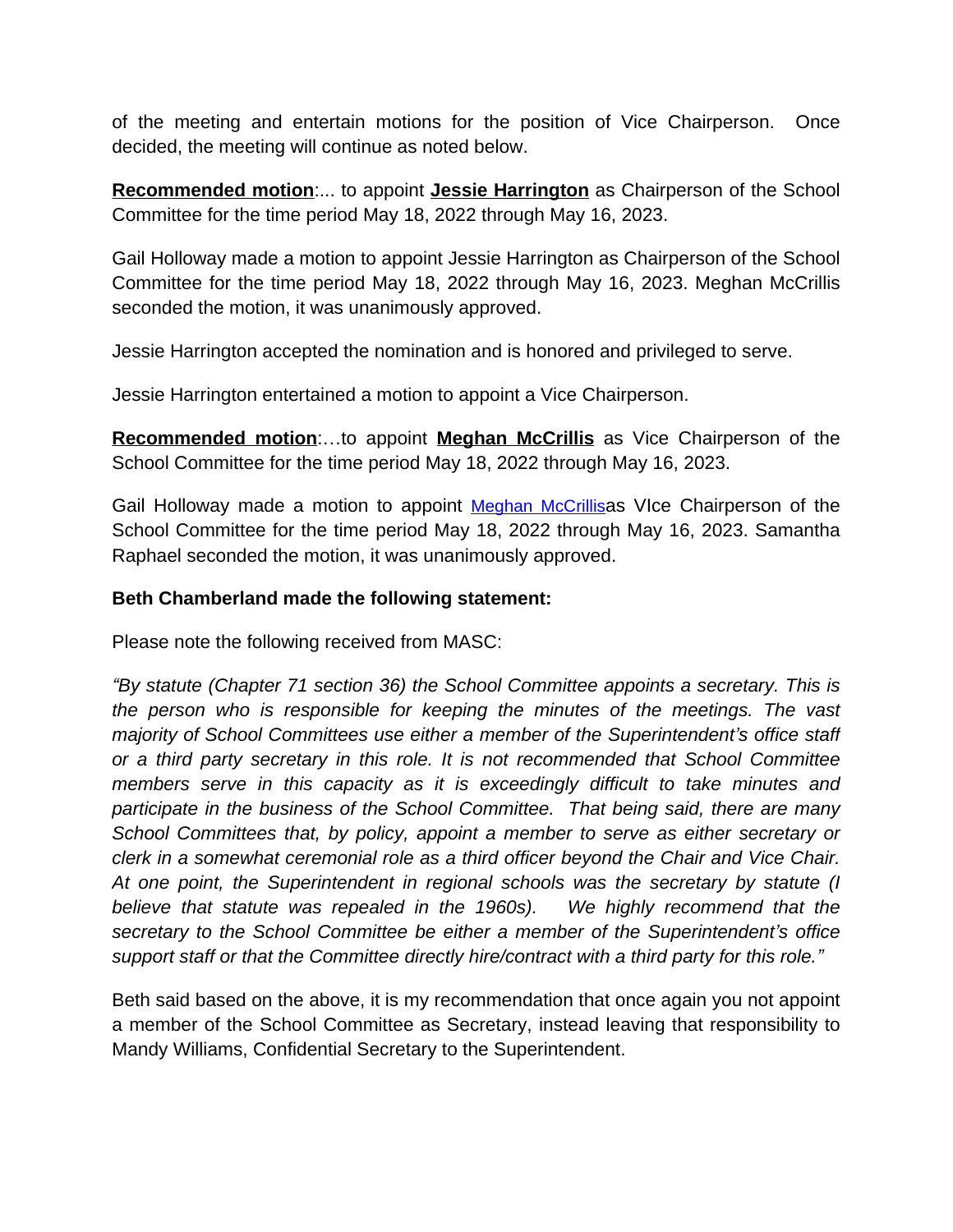of the meeting and entertain motions for the position of Vice Chairperson. Once decided, the meeting will continue as noted below.

**Recommended motion**:... to appoint **Jessie Harrington** as Chairperson of the School Committee for the time period May 18, 2022 through May 16, 2023.

Gail Holloway made a motion to appoint Jessie Harrington as Chairperson of the School Committee for the time period May 18, 2022 through May 16, 2023. Meghan McCrillis seconded the motion, it was unanimously approved.

Jessie Harrington accepted the nomination and is honored and privileged to serve.

Jessie Harrington entertained a motion to appoint a Vice Chairperson.

**Recommended motion**:…to appoint **Meghan McCrillis** as Vice Chairperson of the School Committee for the time period May 18, 2022 through May 16, 2023.

Gail Holloway made a motion to appoint Meghan McCrillisas VIce Chairperson of the School Committee for the time period May 18, 2022 through May 16, 2023. Samantha Raphael seconded the motion, it was unanimously approved.

**Beth Chamberland made the following statement:**

Please note the following received from MASC:

*"By statute (Chapter 71 section 36) the School Committee appoints a secretary. This is the person who is responsible for keeping the minutes of the meetings. The vast majority of School Committees use either a member of the Superintendent's office staff or a third party secretary in this role. It is not recommended that School Committee members serve in this capacity as it is exceedingly difficult to take minutes and participate in the business of the School Committee. That being said, there are many School Committees that, by policy, appoint a member to serve as either secretary or clerk in a somewhat ceremonial role as a third officer beyond the Chair and Vice Chair. At one point, the Superintendent in regional schools was the secretary by statute (I believe that statute was repealed in the 1960s). We highly recommend that the secretary to the School Committee be either a member of the Superintendent's office support staff or that the Committee directly hire/contract with a third party for this role."*

Beth said based on the above, it is my recommendation that once again you not appoint a member of the School Committee as Secretary, instead leaving that responsibility to Mandy Williams, Confidential Secretary to the Superintendent.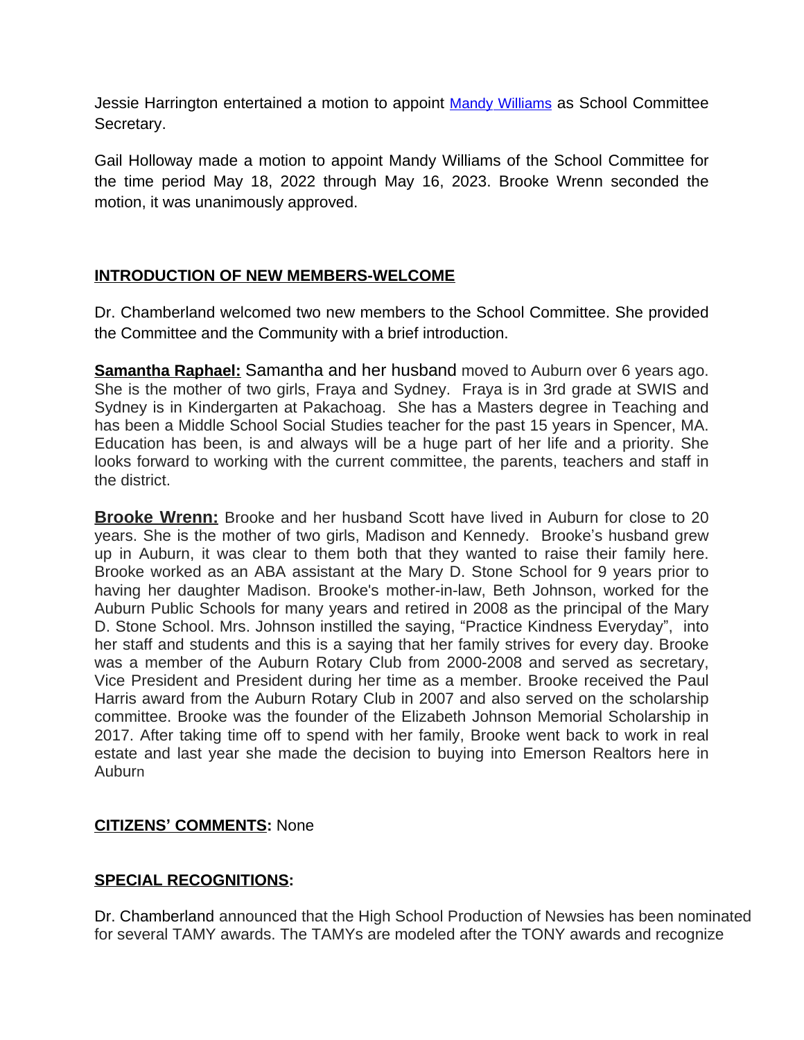Jessie Harrington entertained a motion to appoint Mandy Williams as School Committee Secretary.

Gail Holloway made a motion to appoint Mandy Williams of the School Committee for the time period May 18, 2022 through May 16, 2023. Brooke Wrenn seconded the motion, it was unanimously approved.

## INTRODUCTION OF NEW MEMBERS-WELCOME

Dr. Chamberland welcomed two new members to the School Committee. She provided the Committee and the Community with a brief introduction.

**Samantha Raphael:** Samantha and her husband moved to Auburn over 6 years ago. She is the mother of two girls, Fraya and Sydney. Fraya is in 3rd grade at SWIS and Sydney is in Kindergarten at Pakachoag. She has a Masters degree in Teaching and has been a Middle School Social Studies teacher for the past 15 years in Spencer, MA. Education has been, is and always will be a huge part of her life and a priority. She looks forward to working with the current committee, the parents, teachers and staff in the district.

**Brooke Wrenn:** Brooke and her husband Scott have lived in Auburn for close to 20 years. She is the mother of two girls, Madison and Kennedy. Brooke's husband grew up in Auburn, it was clear to them both that they wanted to raise their family here. Brooke worked as an ABA assistant at the Mary D. Stone School for 9 years prior to having her daughter Madison. Brooke's mother-in-law, Beth Johnson, worked for the Auburn Public Schools for many years and retired in 2008 as the principal of the Mary D. Stone School. Mrs. Johnson instilled the saying, "Practice Kindness Everyday", into her staff and students and this is a saying that her family strives for every day. Brooke was a member of the Auburn Rotary Club from 2000-2008 and served as secretary, Vice President and President during her time as a member. Brooke received the Paul Harris award from the Auburn Rotary Club in 2007 and also served on the scholarship committee. Brooke was the founder of the Elizabeth Johnson Memorial Scholarship in 2017. After taking time off to spend with her family, Brooke went back to work in real estate and last year she made the decision to buying into Emerson Realtors here in Auburn

**CITIZENS' COMMENTS:** None

## SPECIAL RECOGNITIONS:

Dr. Chamberland announced that the High School Production of Newsies has been nominated for several TAMY awards. The TAMYs are modeled after the TONY awards and recognize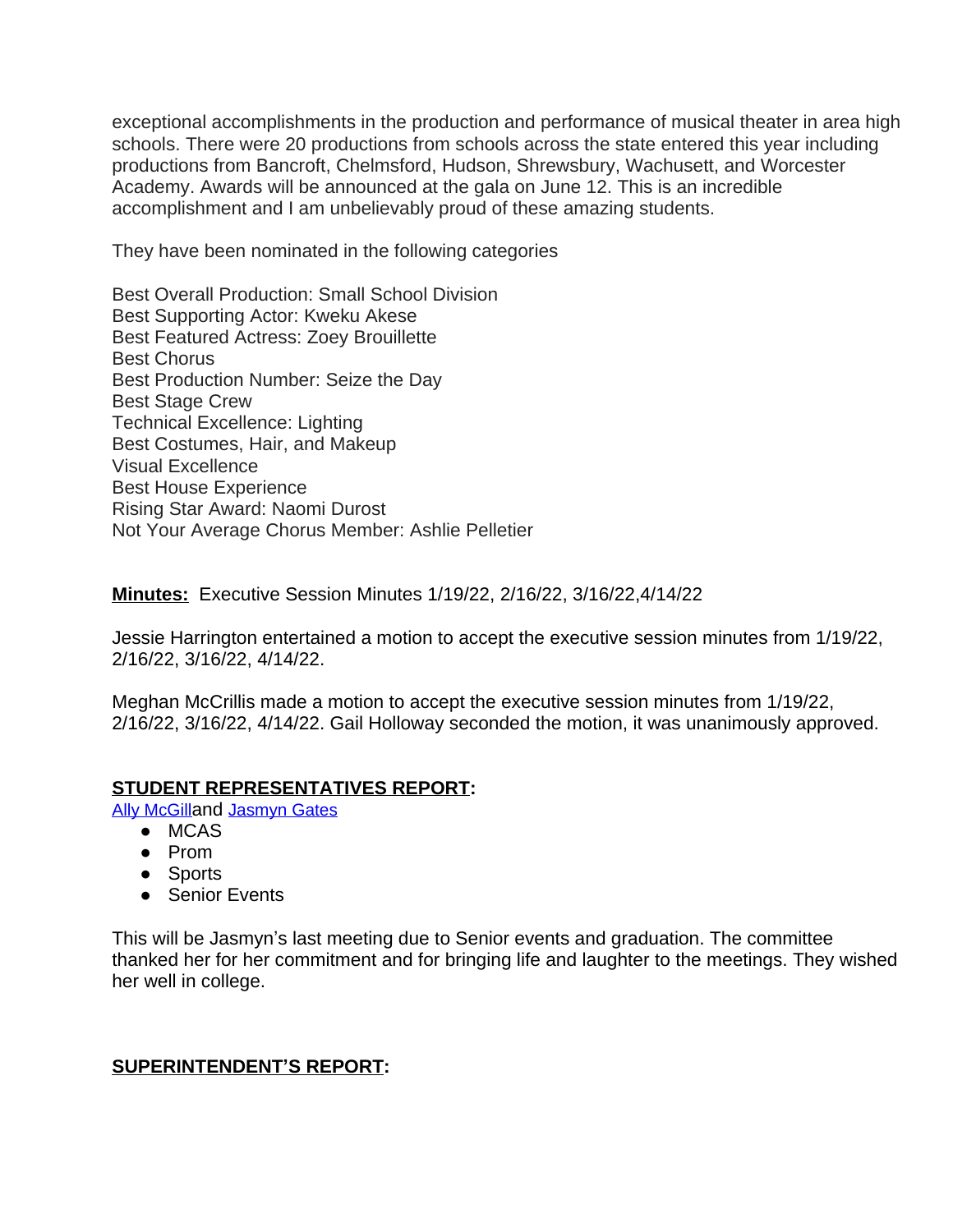exceptional accomplishments in the production and performance of musical theater in area high schools. There were 20 productions from schools across the state entered this year including productions from Bancroft, Chelmsford, Hudson, Shrewsbury, Wachusett, and Worcester Academy. Awards will be announced at the gala on June 12. This is an incredible accomplishment and I am unbelievably proud of these amazing students.

They have been nominated in the following categories

Best Overall Production: Small School Division
Best Supporting Actor: Kweku Akese
Best Featured Actress: Zoey Brouillette
Best Chorus
Best Production Number: Seize the Day
Best Stage Crew
Technical Excellence: Lighting
Best Costumes, Hair, and Makeup
Visual Excellence
Best House Experience
Rising Star Award: Naomi Durost
Not Your Average Chorus Member: Ashlie Pelletier

**Minutes:** Executive Session Minutes 1/19/22, 2/16/22, 3/16/22,4/14/22

Jessie Harrington entertained a motion to accept the executive session minutes from 1/19/22, 2/16/22, 3/16/22, 4/14/22.

Meghan McCrillis made a motion to accept the executive session minutes from 1/19/22, 2/16/22, 3/16/22, 4/14/22. Gail Holloway seconded the motion, it was unanimously approved.

**STUDENT REPRESENTATIVES REPORT:**

Ally McGilland Jasmyn Gates

- MCAS
- Prom
- Sports
- Senior Events

This will be Jasmyn's last meeting due to Senior events and graduation. The committee thanked her for her commitment and for bringing life and laughter to the meetings. They wished her well in college.

**SUPERINTENDENT'S REPORT:**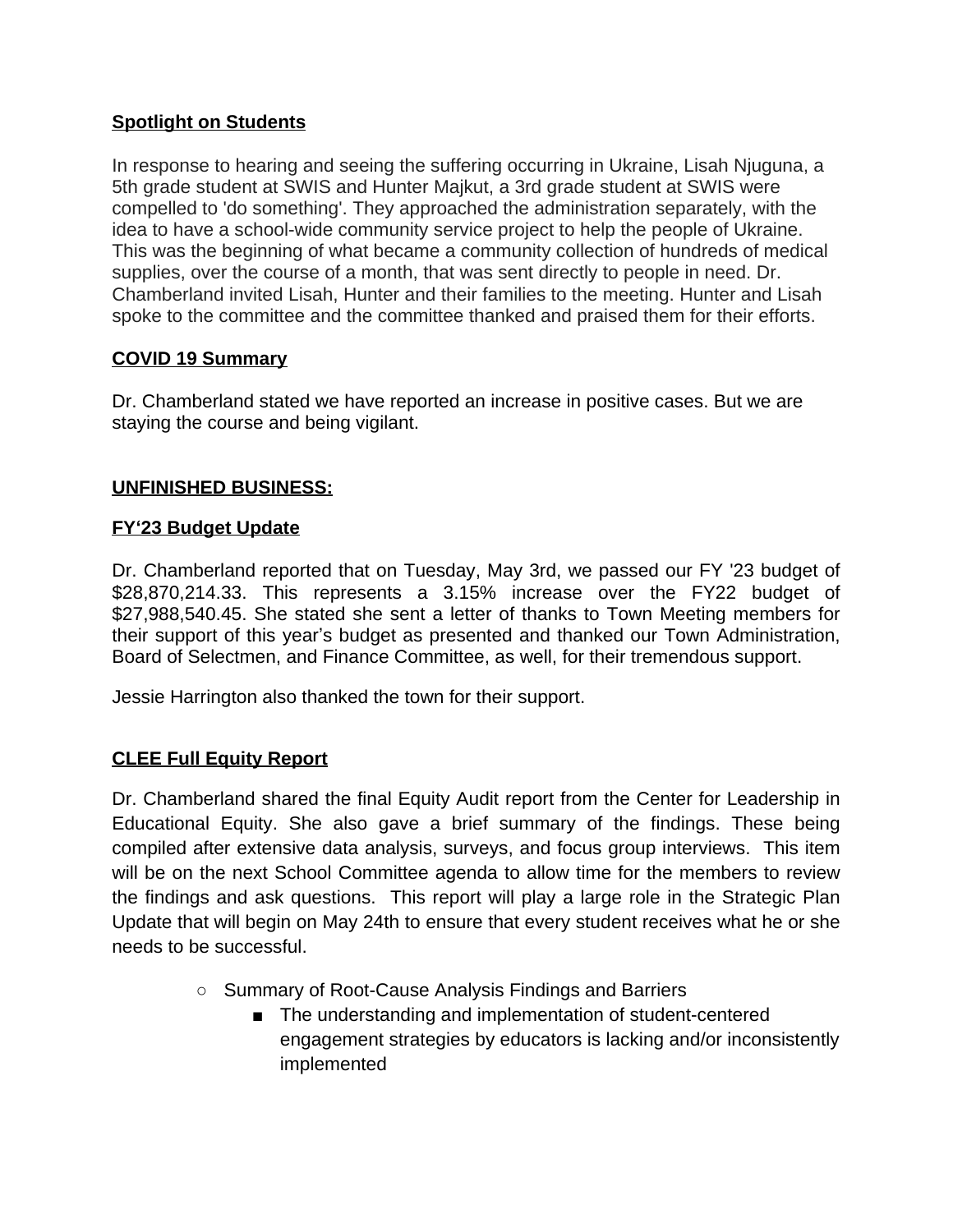**Spotlight on Students**

In response to hearing and seeing the suffering occurring in Ukraine, Lisah Njuguna, a 5th grade student at SWIS and Hunter Majkut, a 3rd grade student at SWIS were compelled to 'do something'. They approached the administration separately, with the idea to have a school-wide community service project to help the people of Ukraine. This was the beginning of what became a community collection of hundreds of medical supplies, over the course of a month, that was sent directly to people in need. Dr. Chamberland invited Lisah, Hunter and their families to the meeting. Hunter and Lisah spoke to the committee and the committee thanked and praised them for their efforts.

**COVID 19 Summary**

Dr. Chamberland stated we have reported an increase in positive cases. But we are staying the course and being vigilant.

**UNFINISHED BUSINESS:**

**FY'23 Budget Update**

Dr. Chamberland reported that on Tuesday, May 3rd, we passed our FY '23 budget of $28,870,214.33. This represents a 3.15% increase over the FY22 budget of $27,988,540.45. She stated she sent a letter of thanks to Town Meeting members for their support of this year's budget as presented and thanked our Town Administration, Board of Selectmen, and Finance Committee, as well, for their tremendous support.

Jessie Harrington also thanked the town for their support.

**CLEE Full Equity Report**

Dr. Chamberland shared the final Equity Audit report from the Center for Leadership in Educational Equity. She also gave a brief summary of the findings. These being compiled after extensive data analysis, surveys, and focus group interviews. This item will be on the next School Committee agenda to allow time for the members to review the findings and ask questions. This report will play a large role in the Strategic Plan Update that will begin on May 24th to ensure that every student receives what he or she needs to be successful.

- Summary of Root-Cause Analysis Findings and Barriers
  - The understanding and implementation of student-centered engagement strategies by educators is lacking and/or inconsistently implemented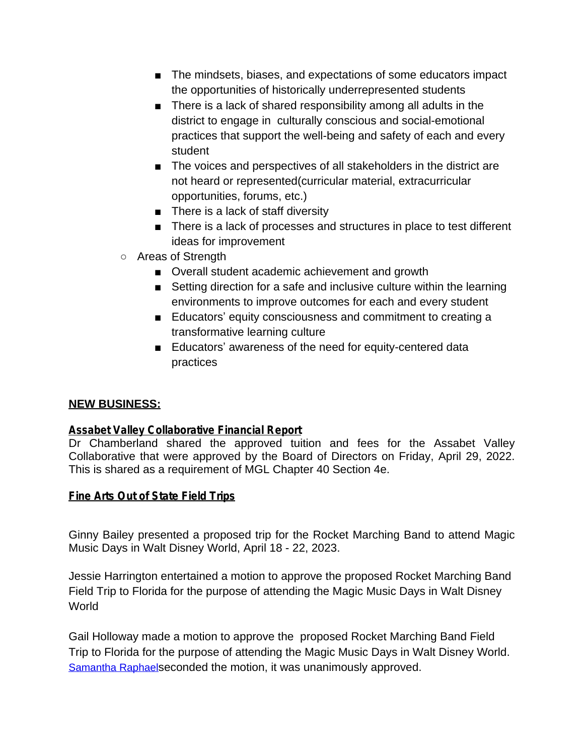- The mindsets, biases, and expectations of some educators impact the opportunities of historically underrepresented students
        - There is a lack of shared responsibility among all adults in the district to engage in culturally conscious and social-emotional practices that support the well-being and safety of each and every student
        - The voices and perspectives of all stakeholders in the district are not heard or represented(curricular material, extracurricular opportunities, forums, etc.)
        - There is a lack of staff diversity
        - There is a lack of processes and structures in place to test different ideas for improvement
    - Areas of Strength
        - Overall student academic achievement and growth
        - Setting direction for a safe and inclusive culture within the learning environments to improve outcomes for each and every student
        - Educators' equity consciousness and commitment to creating a transformative learning culture
        - Educators' awareness of the need for equity-centered data practices

**NEW BUSINESS:**

**Assabet Valley Collaborative Financial Report**

Dr Chamberland shared the approved tuition and fees for the Assabet Valley Collaborative that were approved by the Board of Directors on Friday, April 29, 2022. This is shared as a requirement of MGL Chapter 40 Section 4e.

**Fine Arts Out of State Field Trips**

Ginny Bailey presented a proposed trip for the Rocket Marching Band to attend Magic Music Days in Walt Disney World, April 18 - 22, 2023.

Jessie Harrington entertained a motion to approve the proposed Rocket Marching Band Field Trip to Florida for the purpose of attending the Magic Music Days in Walt Disney World

Gail Holloway made a motion to approve the proposed Rocket Marching Band Field Trip to Florida for the purpose of attending the Magic Music Days in Walt Disney World. Samantha Raphaelseconded the motion, it was unanimously approved.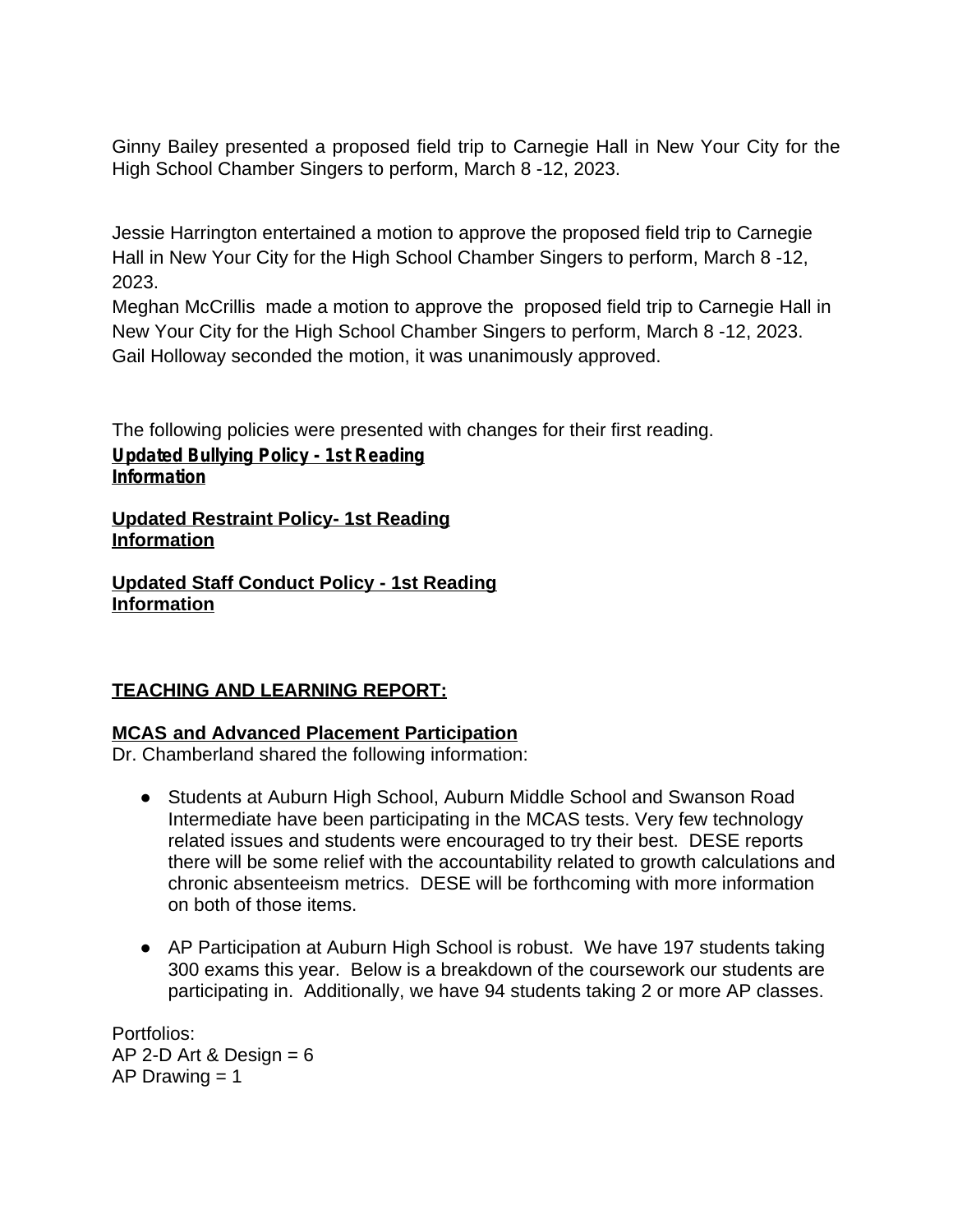Ginny Bailey presented a proposed field trip to Carnegie Hall in New Your City for the High School Chamber Singers to perform, March 8 -12, 2023.

Jessie Harrington entertained a motion to approve the proposed field trip to Carnegie Hall in New Your City for the High School Chamber Singers to perform, March 8 -12, 2023.
Meghan McCrillis made a motion to approve the proposed field trip to Carnegie Hall in New Your City for the High School Chamber Singers to perform, March 8 -12, 2023.
Gail Holloway seconded the motion, it was unanimously approved.

The following policies were presented with changes for their first reading.

**Updated Bullying Policy - 1st Reading**
**Information**

**Updated Restraint Policy- 1st Reading**
**Information**

**Updated Staff Conduct Policy - 1st Reading**
**Information**

**TEACHING AND LEARNING REPORT:**

**MCAS and Advanced Placement Participation**
Dr. Chamberland shared the following information:

- Students at Auburn High School, Auburn Middle School and Swanson Road Intermediate have been participating in the MCAS tests. Very few technology related issues and students were encouraged to try their best. DESE reports there will be some relief with the accountability related to growth calculations and chronic absenteeism metrics. DESE will be forthcoming with more information on both of those items.

- AP Participation at Auburn High School is robust. We have 197 students taking 300 exams this year. Below is a breakdown of the coursework our students are participating in. Additionally, we have 94 students taking 2 or more AP classes.

Portfolios:
AP 2-D Art & Design = 6
AP Drawing = 1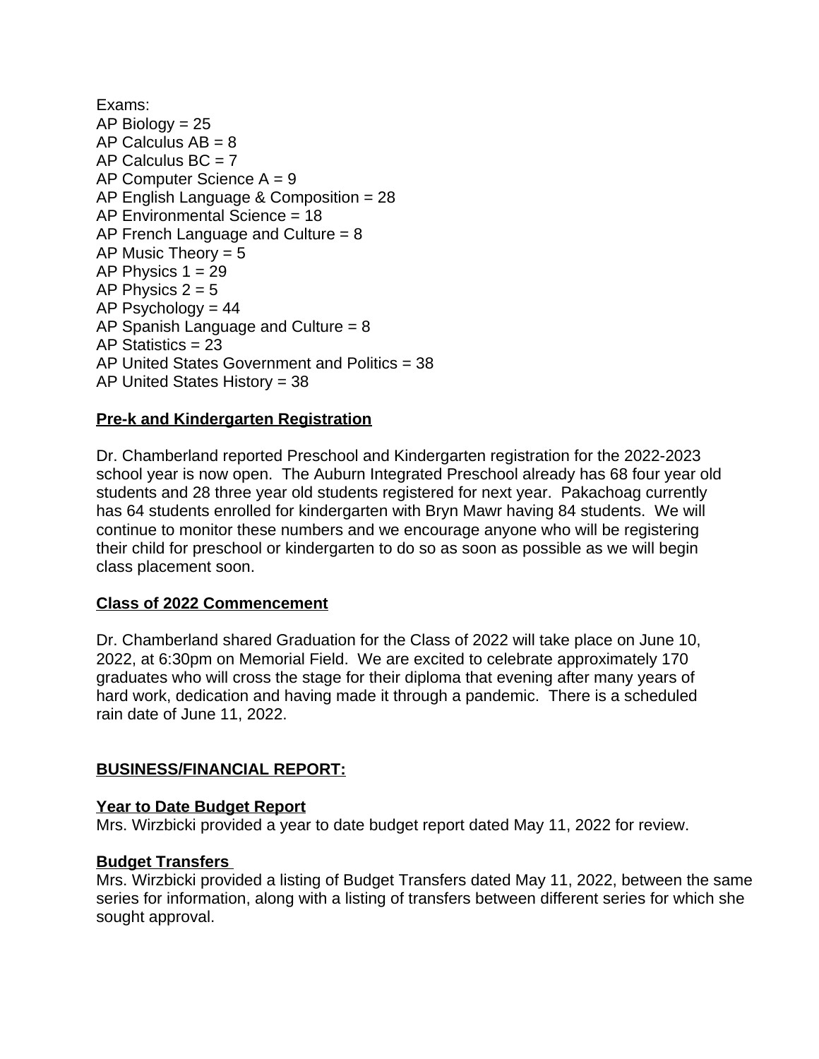Exams:
AP Biology = 25
AP Calculus AB = 8
AP Calculus BC = 7
AP Computer Science A = 9
AP English Language & Composition = 28
AP Environmental Science = 18
AP French Language and Culture = 8
AP Music Theory = 5
AP Physics 1 = 29
AP Physics 2 = 5
AP Psychology = 44
AP Spanish Language and Culture = 8
AP Statistics = 23
AP United States Government and Politics = 38
AP United States History = 38

**Pre-k and Kindergarten Registration**

Dr. Chamberland reported Preschool and Kindergarten registration for the 2022-2023 school year is now open. The Auburn Integrated Preschool already has 68 four year old students and 28 three year old students registered for next year. Pakachoag currently has 64 students enrolled for kindergarten with Bryn Mawr having 84 students. We will continue to monitor these numbers and we encourage anyone who will be registering their child for preschool or kindergarten to do so as soon as possible as we will begin class placement soon.

**Class of 2022 Commencement**

Dr. Chamberland shared Graduation for the Class of 2022 will take place on June 10, 2022, at 6:30pm on Memorial Field. We are excited to celebrate approximately 170 graduates who will cross the stage for their diploma that evening after many years of hard work, dedication and having made it through a pandemic. There is a scheduled rain date of June 11, 2022.

## BUSINESS/FINANCIAL REPORT:

**Year to Date Budget Report**

Mrs. Wirzbicki provided a year to date budget report dated May 11, 2022 for review.

**Budget Transfers**

Mrs. Wirzbicki provided a listing of Budget Transfers dated May 11, 2022, between the same series for information, along with a listing of transfers between different series for which she sought approval.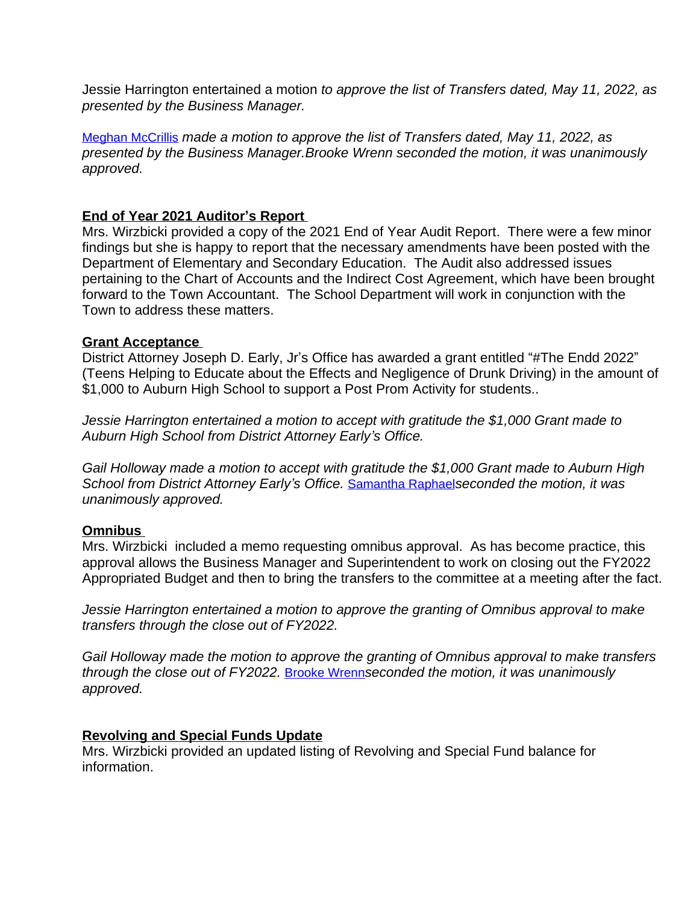Jessie Harrington entertained a motion *to approve the list of Transfers dated, May 11, 2022, as presented by the Business Manager.*

Meghan McCrillis *made a motion to approve the list of Transfers dated, May 11, 2022, as presented by the Business Manager.Brooke Wrenn seconded the motion, it was unanimously approved.*

**End of Year 2021 Auditor's Report**

Mrs. Wirzbicki provided a copy of the 2021 End of Year Audit Report. There were a few minor findings but she is happy to report that the necessary amendments have been posted with the Department of Elementary and Secondary Education. The Audit also addressed issues pertaining to the Chart of Accounts and the Indirect Cost Agreement, which have been brought forward to the Town Accountant. The School Department will work in conjunction with the Town to address these matters.

**Grant Acceptance**

District Attorney Joseph D. Early, Jr's Office has awarded a grant entitled "#The Endd 2022" (Teens Helping to Educate about the Effects and Negligence of Drunk Driving) in the amount of $1,000 to Auburn High School to support a Post Prom Activity for students..

*Jessie Harrington entertained a motion to accept with gratitude the $1,000 Grant made to Auburn High School from District Attorney Early's Office.*

*Gail Holloway made a motion to accept with gratitude the $1,000 Grant made to Auburn High School from District Attorney Early's Office.* Samantha Raphael*seconded the motion, it was unanimously approved.*

**Omnibus**

Mrs. Wirzbicki included a memo requesting omnibus approval. As has become practice, this approval allows the Business Manager and Superintendent to work on closing out the FY2022 Appropriated Budget and then to bring the transfers to the committee at a meeting after the fact.

*Jessie Harrington entertained a motion to approve the granting of Omnibus approval to make transfers through the close out of FY2022.*

*Gail Holloway made the motion to approve the granting of Omnibus approval to make transfers through the close out of FY2022.* Brooke Wrenn*seconded the motion, it was unanimously approved.*

**Revolving and Special Funds Update**

Mrs. Wirzbicki provided an updated listing of Revolving and Special Fund balance for information.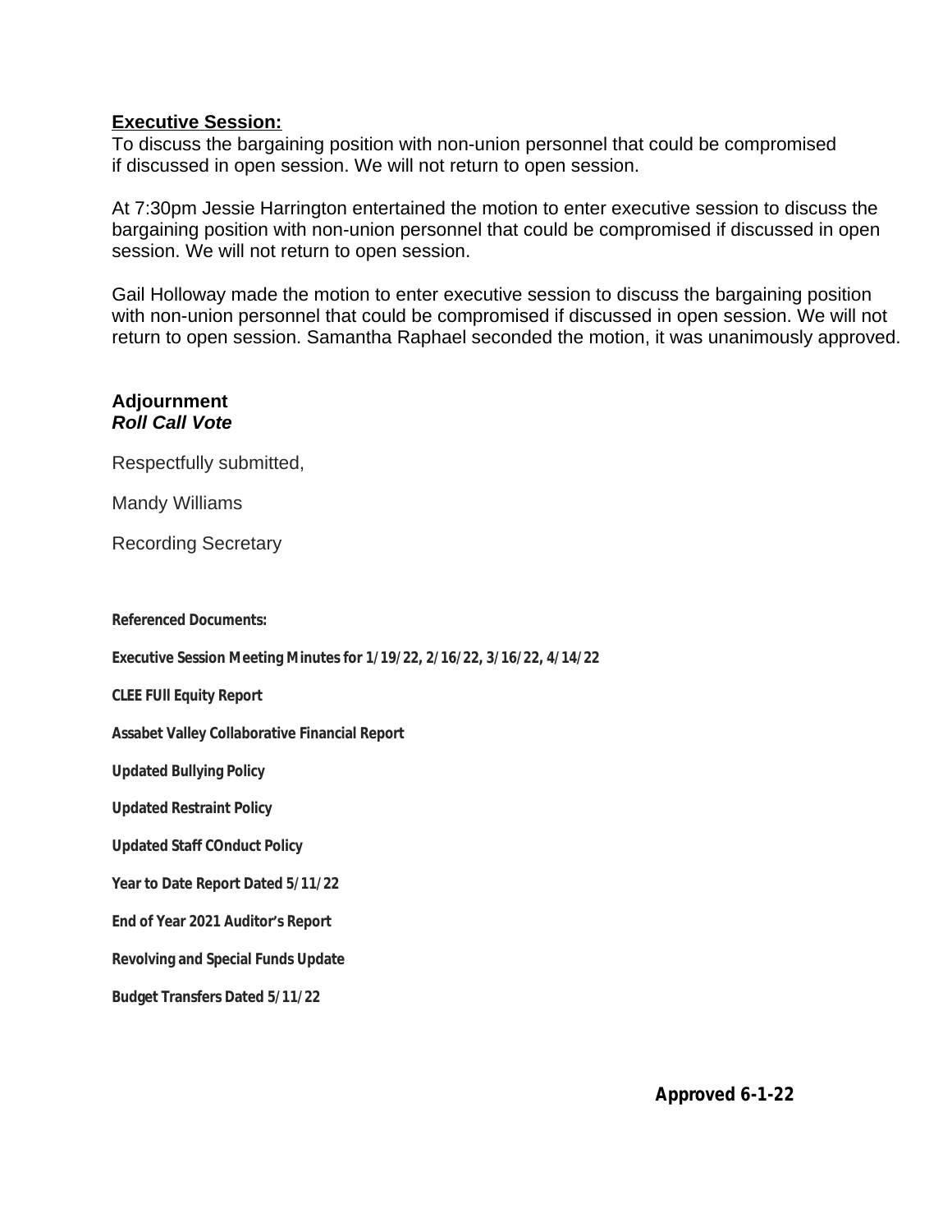**Executive Session:**

To discuss the bargaining position with non-union personnel that could be compromised if discussed in open session. We will not return to open session.

At 7:30pm Jessie Harrington entertained the motion to enter executive session to discuss the bargaining position with non-union personnel that could be compromised if discussed in open session. We will not return to open session.

Gail Holloway made the motion to enter executive session to discuss the bargaining position with non-union personnel that could be compromised if discussed in open session. We will not return to open session. Samantha Raphael seconded the motion, it was unanimously approved.

### Adjournment
***Roll Call Vote***

Respectfully submitted,

Mandy Williams

Recording Secretary

**Referenced Documents:**

**Executive Session Meeting Minutes for 1/19/22, 2/16/22, 3/16/22, 4/14/22**

**CLEE FUll Equity Report**

**Assabet Valley Collaborative Financial Report**

**Updated Bullying Policy**

**Updated Restraint Policy**

**Updated Staff COnduct Policy**

**Year to Date Report Dated 5/11/22**

**End of Year 2021 Auditor's Report**

**Revolving and Special Funds Update**

**Budget Transfers Dated 5/11/22**

**Approved 6-1-22**